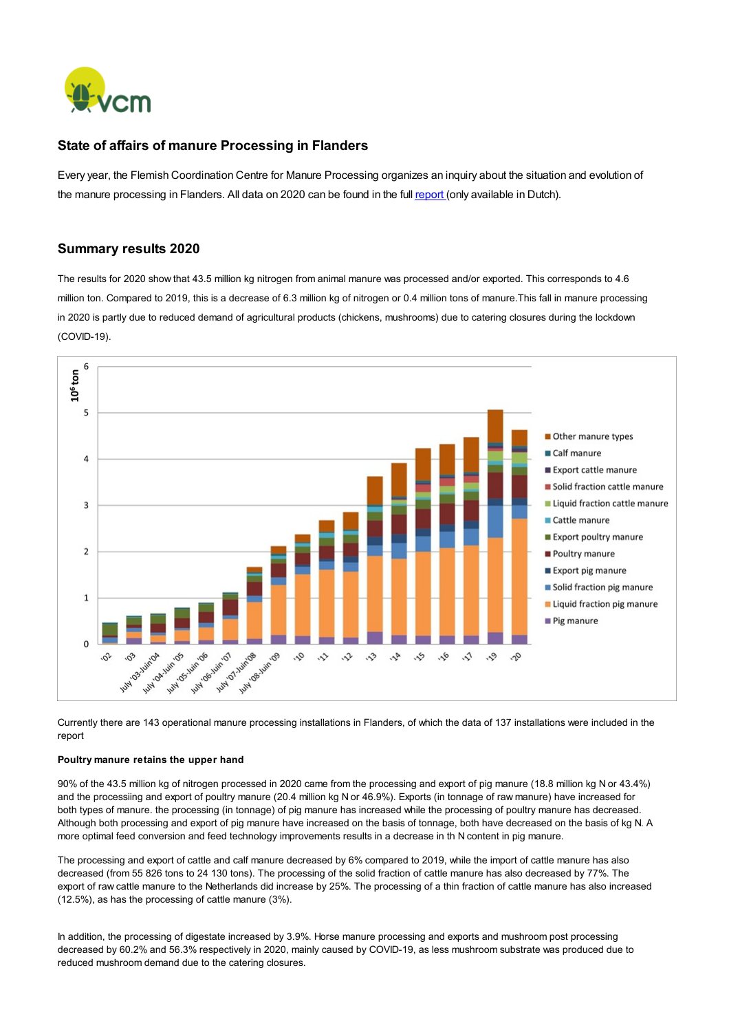# State of affairs of manure Processing in Flanders

Every year, the Flemish Coordination Centre for Manure Processing organizes an inquiry about the situation and evolution of the manure processing in Flanders. All data on 2020 can be found in the full report (only available in Dutch).

## Summary results 2020

The results for 2020 show that 43.5 million kg nitrogen from animal manure was processed and/or exported. This corresponds to 4.6 million ton. Compared to 2019, this is a decrease of 6.3 million kg of nitrogen or 0.4 million tons of manure.This fall in manure processing in 2020 is partly due to reduced demand of agricultural products (chickens, mushrooms) due to catering closures during the lockdown (COVID-19).

Currently there are 143 operational manure processing installations in Flanders, of which the data of 137 installations were included in the report

**Poultry manure retains the upper hand**

90% of the 43.5 million kg of nitrogen processed in 2020 came from the processing and export of pig manure (18.8 million kg N or 43.4%) and the processiing and export of poultry manure (20.4 million kg N or 46.9%). Exports (in tonnage of raw manure) have increased for both types of manure. the processing (in tonnage) of pig manure has increased while the processing of poultry manure has decreased. Although both processing and export of pig manure have increased on the basis of tonnage, both have decreased on the basis of kg N. A more optimal feed conversion and feed technology improvements results in a decrease in th N content in pig manure.

The processing and export of cattle and calf manure decreased by 6% compared to 2019, while the import of cattle manure has also decreased (from 55 826 tons to 24 130 tons). The processing of the solid fraction of cattle manure has also decreased by 77%. The export of raw cattle manure to the Netherlands did increase by 25%. The processing of a thin fraction of cattle manure has also increased (12.5%), as has the processing of cattle manure (3%).

In addition, the processing of digestate increased by 3.9%. Horse manure processing and exports and mushroom post processing decreased by 60.2% and 56.3% respectively in 2020, mainly caused by COVID-19, as less mushroom substrate was produced due to reduced mushroom demand due to the catering closures.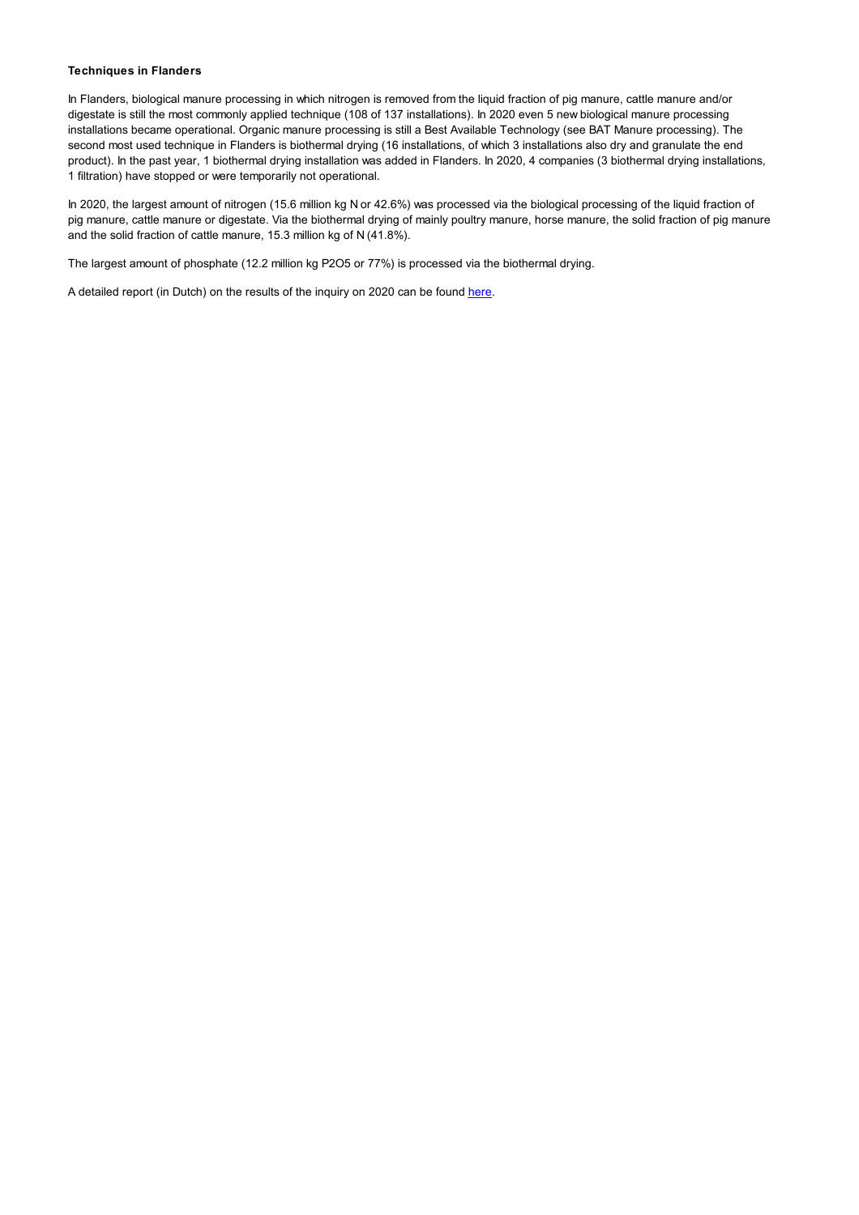**Techniques in Flanders**

In Flanders, biological manure processing in which nitrogen is removed from the liquid fraction of pig manure, cattle manure and/or digestate is still the most commonly applied technique (108 of 137 installations). In 2020 even 5 new biological manure processing installations became operational. Organic manure processing is still a Best Available Technology (see BAT Manure processing). The second most used technique in Flanders is biothermal drying (16 installations, of which 3 installations also dry and granulate the end product). In the past year, 1 biothermal drying installation was added in Flanders. In 2020, 4 companies (3 biothermal drying installations, 1 filtration) have stopped or were temporarily not operational.

In 2020, the largest amount of nitrogen (15.6 million kg N or 42.6%) was processed via the biological processing of the liquid fraction of pig manure, cattle manure or digestate. Via the biothermal drying of mainly poultry manure, horse manure, the solid fraction of pig manure and the solid fraction of cattle manure, 15.3 million kg of N (41.8%).

The largest amount of phosphate (12.2 million kg $P_2O_5$ or 77%) is processed via the biothermal drying.

A detailed report (in Dutch) on the results of the inquiry on 2020 can be found here.